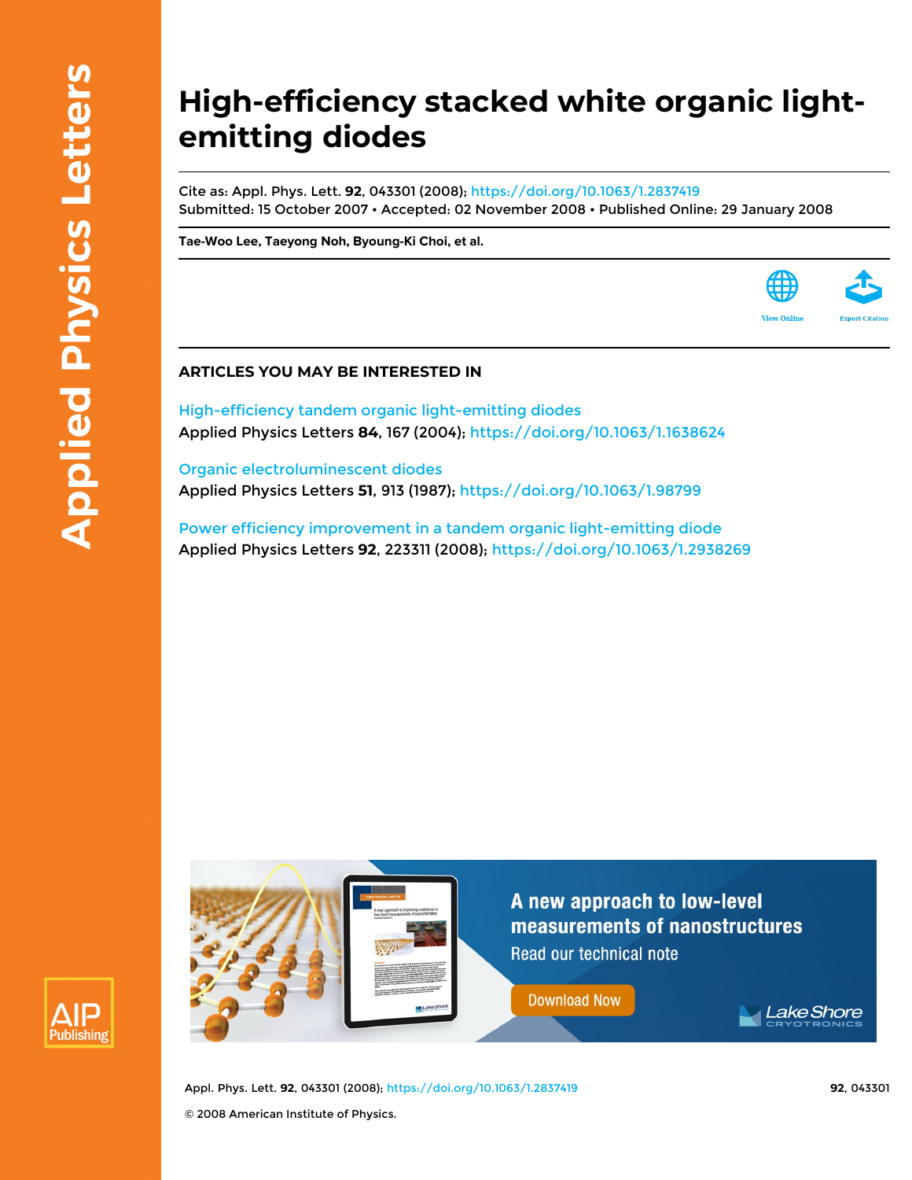# High-efficiency stacked white organic light-emitting diodes

Cite as: Appl. Phys. Lett. **92**, 043301 (2008); https://doi.org/10.1063/1.2837419
Submitted: 15 October 2007 • Accepted: 02 November 2008 • Published Online: 29 January 2008

**Tae-Woo Lee, Taeyong Noh, Byoung-Ki Choi, et al.**

View Online    Export Citation

## ARTICLES YOU MAY BE INTERESTED IN

High-efficiency tandem organic light-emitting diodes
Applied Physics Letters **84**, 167 (2004); https://doi.org/10.1063/1.1638624

Organic electroluminescent diodes
Applied Physics Letters **51**, 913 (1987); https://doi.org/10.1063/1.98799

Power efficiency improvement in a tandem organic light-emitting diode
Applied Physics Letters **92**, 223311 (2008); https://doi.org/10.1063/1.2938269

A new approach to low-level measurements of nanostructures
Read our technical note
Download Now
Lake Shore CRYOTRONICS

© 2008 American Institute of Physics.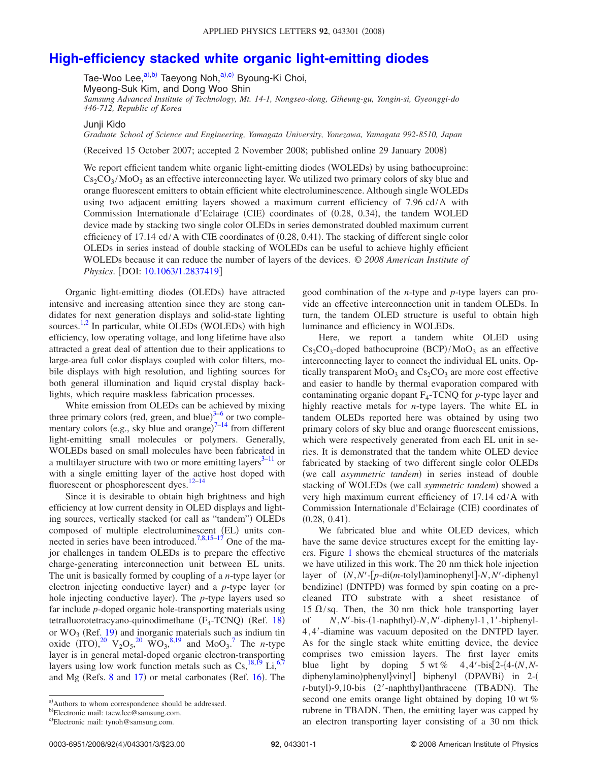# High-efficiency stacked white organic light-emitting diodes

Tae-Woo Lee,[a),b)] Taeyong Noh,[a),c)] Byoung-Ki Choi, Myeong-Suk Kim, and Dong Woo Shin

*Samsung Advanced Institute of Technology, Mt. 14-1, Nongseo-dong, Giheung-gu, Yongin-si, Gyeonggi-do 446-712, Republic of Korea*

Junji Kido

*Graduate School of Science and Engineering, Yamagata University, Yonezawa, Yamagata 992-8510, Japan*

(Received 15 October 2007; accepted 2 November 2008; published online 29 January 2008)

We report efficient tandem white organic light-emitting diodes (WOLEDs) by using bathocuproine: $Cs_2CO_3/MoO_3$ as an effective interconnecting layer. We utilized two primary colors of sky blue and orange fluorescent emitters to obtain efficient white electroluminescence. Although single WOLEDs using two adjacent emitting layers showed a maximum current efficiency of 7.96 cd/A with Commission Internationale d'Eclairage (CIE) coordinates of (0.28, 0.34), the tandem WOLED device made by stacking two single color OLEDs in series demonstrated doubled maximum current efficiency of 17.14 cd/A with CIE coordinates of (0.28, 0.41). The stacking of different single color OLEDs in series instead of double stacking of WOLEDs can be useful to achieve highly efficient WOLEDs because it can reduce the number of layers of the devices. *© 2008 American Institute of Physics*. [DOI: 10.1063/1.2837419]

Organic light-emitting diodes (OLEDs) have attracted intensive and increasing attention since they are stong candidates for next generation displays and solid-state lighting sources.[1,2] In particular, white OLEDs (WOLEDs) with high efficiency, low operating voltage, and long lifetime have also attracted a great deal of attention due to their applications to large-area full color displays coupled with color filters, mobile displays with high resolution, and lighting sources for both general illumination and liquid crystal display backlights, which require maskless fabrication processes.

White emission from OLEDs can be achieved by mixing three primary colors (red, green, and blue)[3–6] or two complementary colors (e.g., sky blue and orange)[7–14] from different light-emitting small molecules or polymers. Generally, WOLEDs based on small molecules have been fabricated in a multilayer structure with two or more emitting layers[3–11] or with a single emitting layer of the active host doped with fluorescent or phosphorescent dyes.[12–14]

Since it is desirable to obtain high brightness and high efficiency at low current density in OLED displays and lighting sources, vertically stacked (or call as "tandem") OLEDs composed of multiple electroluminescent (EL) units connected in series have been introduced.[7,8,15–17] One of the major challenges in tandem OLEDs is to prepare the effective charge-generating interconnection unit between EL units. The unit is basically formed by coupling of a *n*-type layer (or electron injecting conductive layer) and a *p*-type layer (or hole injecting conductive layer). The *p*-type layers used so far include *p*-doped organic hole-transporting materials using tetrafluorotetracyano-quinodimethane ($F_4$-TCNQ) (Ref. 18) or $WO_3$ (Ref. 19) and inorganic materials such as indium tin oxide (ITO),[20] $V_2O_5$,[20] $WO_3$,[8,19] and $MoO_3$.[7] The *n*-type layer is in general metal-doped organic electron-transporting layers using low work function metals such as Cs,[18,19] Li,[6,7] and Mg (Refs. 8 and 17) or metal carbonates (Ref. 16). The good combination of the *n*-type and *p*-type layers can provide an effective interconnection unit in tandem OLEDs. In turn, the tandem OLED structure is useful to obtain high luminance and efficiency in WOLEDs.

Here, we report a tandem white OLED using $Cs_2CO_3$-doped bathocuproine (BCP)/$MoO_3$ as an effective interconnecting layer to connect the individual EL units. Optically transparent $MoO_3$ and $Cs_2CO_3$ are more cost effective and easier to handle by thermal evaporation compared with contaminating organic dopant $F_4$-TCNQ for *p*-type layer and highly reactive metals for *n*-type layers. The white EL in tandem OLEDs reported here was obtained by using two primary colors of sky blue and orange fluorescent emissions, which were respectively generated from each EL unit in series. It is demonstrated that the tandem white OLED device fabricated by stacking of two different single color OLEDs (we call *asymmetric tandem*) in series instead of double stacking of WOLEDs (we call *symmetric tandem*) showed a very high maximum current efficiency of 17.14 cd/A with Commission Internationale d'Eclairage (CIE) coordinates of (0.28, 0.41).

We fabricated blue and white OLED devices, which have the same device structures except for the emitting layers. Figure 1 shows the chemical structures of the materials we have utilized in this work. The 20 nm thick hole injection layer of ($N,N'$-[*p*-di(*m*-tolyl)aminophenyl]-$N,N'$-diphenyl bendizine) (DNTPD) was formed by spin coating on a precleaned ITO substrate with a sheet resistance of 15 Ω/sq. Then, the 30 nm thick hole transporting layer of $N,N'$-bis-(1-naphthyl)-$N,N'$-diphenyl-1,1′-biphenyl-4,4′-diamine was vacuum deposited on the DNTPD layer. As for the single stack white emitting device, the device comprises two emission layers. The first layer emits blue light by doping 5 wt % 4,4′-bis[2-{4-($N,N$-diphenylamino)phenyl}vinyl] biphenyl (DPAVBi) in 2-(*t*-butyl)-9,10-bis (2′-naphthyl)anthracene (TBADN). The second one emits orange light obtained by doping 10 wt % rubrene in TBADN. Then, the emitting layer was capped by an electron transporting layer consisting of a 30 nm thick

---

[a)]Authors to whom correspondence should be addressed.
[b)]Electronic mail: taew.lee@samsung.com.
[c)]Electronic mail: tynoh@samsung.com.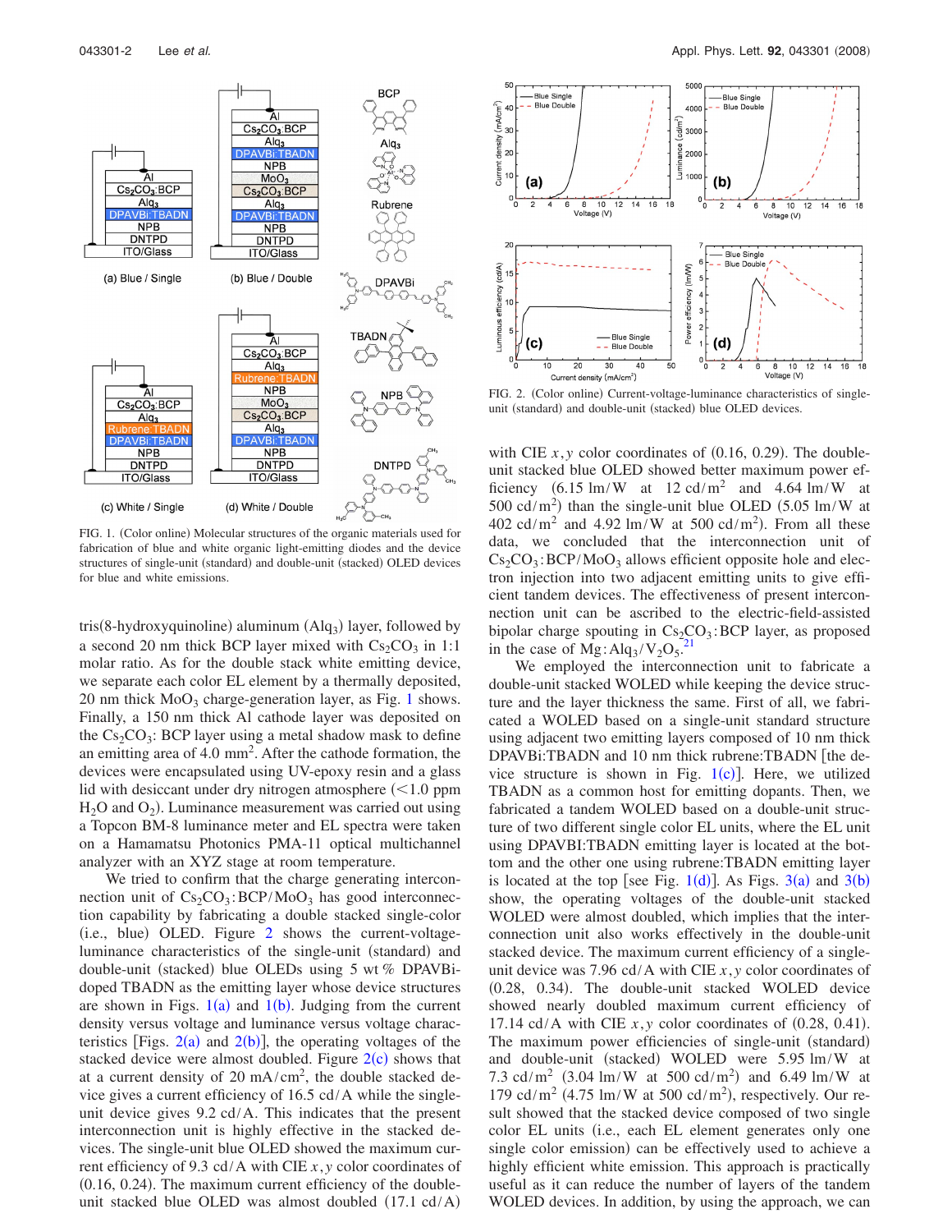FIG. 1. (Color online) Molecular structures of the organic materials used for fabrication of blue and white organic light-emitting diodes and the device structures of single-unit (standard) and double-unit (stacked) OLED devices for blue and white emissions.

FIG. 2. (Color online) Current-voltage-luminance characteristics of single-unit (standard) and double-unit (stacked) blue OLED devices.

tris(8-hydroxyquinoline) aluminum ($Alq_3$) layer, followed by a second 20 nm thick BCP layer mixed with $Cs_2CO_3$ in 1:1 molar ratio. As for the double stack white emitting device, we separate each color EL element by a thermally deposited, 20 nm thick $MoO_3$ charge-generation layer, as Fig. 1 shows. Finally, a 150 nm thick Al cathode layer was deposited on the $Cs_2CO_3$: BCP layer using a metal shadow mask to define an emitting area of 4.0 $mm^2$. After the cathode formation, the devices were encapsulated using UV-epoxy resin and a glass lid with desiccant under dry nitrogen atmosphere (<1.0 ppm $H_2O$ and $O_2$). Luminance measurement was carried out using a Topcon BM-8 luminance meter and EL spectra were taken on a Hamamatsu Photonics PMA-11 optical multichannel analyzer with an XYZ stage at room temperature.

We tried to confirm that the charge generating interconnection unit of $Cs_2CO_3$:BCP/$MoO_3$ has good interconnection capability by fabricating a double stacked single-color (i.e., blue) OLED. Figure 2 shows the current-voltage-luminance characteristics of the single-unit (standard) and double-unit (stacked) blue OLEDs using 5 wt % DPAVBi-doped TBADN as the emitting layer whose device structures are shown in Figs. 1(a) and 1(b). Judging from the current density versus voltage and luminance versus voltage characteristics [Figs. 2(a) and 2(b)], the operating voltages of the stacked device were almost doubled. Figure 2(c) shows that at a current density of 20 $mA/cm^2$, the double stacked device gives a current efficiency of 16.5 cd/A while the single-unit device gives 9.2 cd/A. This indicates that the present interconnection unit is highly effective in the stacked devices. The single-unit blue OLED showed the maximum current efficiency of 9.3 cd/A with CIE $x,y$ color coordinates of (0.16, 0.24). The maximum current efficiency of the double-unit stacked blue OLED was almost doubled (17.1 cd/A) with CIE $x,y$ color coordinates of (0.16, 0.29). The double-unit stacked blue OLED showed better maximum power efficiency (6.15 lm/W at 12 $cd/m^2$ and 4.64 lm/W at 500 $cd/m^2$) than the single-unit blue OLED (5.05 lm/W at 402 $cd/m^2$ and 4.92 lm/W at 500 $cd/m^2$). From all these data, we concluded that the interconnection unit of $Cs_2CO_3$:BCP/$MoO_3$ allows efficient opposite hole and electron injection into two adjacent emitting units to give efficient tandem devices. The effectiveness of present interconnection unit can be ascribed to the electric-field-assisted bipolar charge spouting in $Cs_2CO_3$:BCP layer, as proposed in the case of Mg:$Alq_3$/$V_2O_5$.[21]

We employed the interconnection unit to fabricate a double-unit stacked WOLED while keeping the device structure and the layer thickness the same. First of all, we fabricated a WOLED based on a single-unit standard structure using adjacent two emitting layers composed of 10 nm thick DPAVBi:TBADN and 10 nm thick rubrene:TBADN [the device structure is shown in Fig. 1(c)]. Here, we utilized TBADN as a common host for emitting dopants. Then, we fabricated a tandem WOLED based on a double-unit structure of two different single color EL units, where the EL unit using DPAVBI:TBADN emitting layer is located at the bottom and the other one using rubrene:TBADN emitting layer is located at the top [see Fig. 1(d)]. As Figs. 3(a) and 3(b) show, the operating voltages of the double-unit stacked WOLED were almost doubled, which implies that the interconnection unit also works effectively in the double-unit stacked device. The maximum current efficiency of a single-unit device was 7.96 cd/A with CIE $x,y$ color coordinates of (0.28, 0.34). The double-unit stacked WOLED device showed nearly doubled maximum current efficiency of 17.14 cd/A with CIE $x,y$ color coordinates of (0.28, 0.41). The maximum power efficiencies of single-unit (standard) and double-unit (stacked) WOLED were 5.95 lm/W at 7.3 $cd/m^2$ (3.04 lm/W at 500 $cd/m^2$) and 6.49 lm/W at 179 $cd/m^2$ (4.75 lm/W at 500 $cd/m^2$), respectively. Our result showed that the stacked device composed of two single color EL units (i.e., each EL element generates only one single color emission) can be effectively used to achieve a highly efficient white emission. This approach is practically useful as it can reduce the number of layers of the tandem WOLED devices. In addition, by using the approach, we can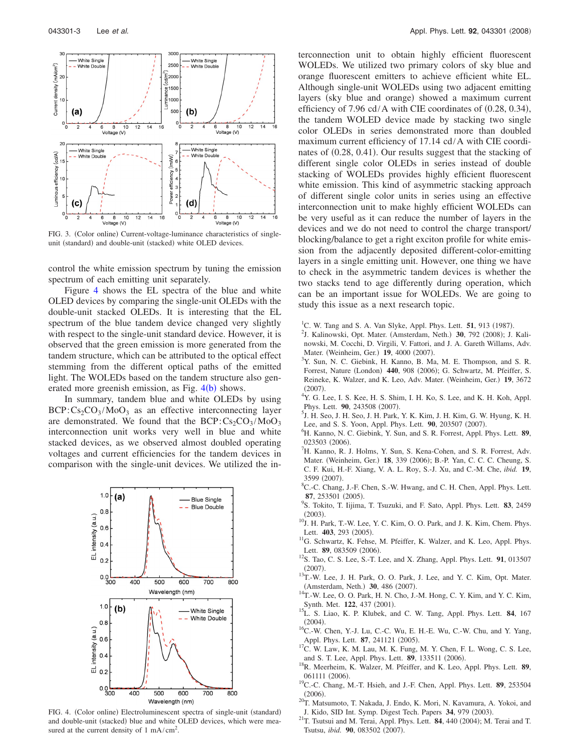30
White Single
White Double
Current density (mA/cm²)
(a)
Voltage (V)

3000
White Single
White Double
Luminance (cd/m²)
(b)
Voltage (V)

20
White Single
White Double
Luminous efficiency (cd/A)
(c)
Voltage (V)

White Single
White Double
Power efficiency (lm/W)
(d)
Voltage (V)

FIG. 3. (Color online) Current-voltage-luminance characteristics of single-unit (standard) and double-unit (stacked) white OLED devices.

control the white emission spectrum by tuning the emission spectrum of each emitting unit separately.

Figure 4 shows the EL spectra of the blue and white OLED devices by comparing the single-unit OLEDs with the double-unit stacked OLEDs. It is interesting that the EL spectrum of the blue tandem device changed very slightly with respect to the single-unit standard device. However, it is observed that the green emission is more generated from the tandem structure, which can be attributed to the optical effect stemming from the different optical paths of the emitted light. The WOLEDs based on the tandem structure also generated more greenish emission, as Fig. 4(b) shows.

In summary, tandem blue and white OLEDs by using $BCP:Cs_2CO_3/MoO_3$ as an effective interconnecting layer are demonstrated. We found that the $BCP:Cs_2CO_3/MoO_3$ interconnection unit works very well in blue and white stacked devices, as we observed almost doubled operating voltages and current efficiencies for the tandem devices in comparison with the single-unit devices. We utilized the interconnection unit to obtain highly efficient fluorescent WOLEDs. We utilized two primary colors of sky blue and orange fluorescent emitters to achieve efficient white EL. Although single-unit WOLEDs using two adjacent emitting layers (sky blue and orange) showed a maximum current efficiency of 7.96 cd/A with CIE coordinates of (0.28, 0.34), the tandem WOLED device made by stacking two single color OLEDs in series demonstrated more than doubled maximum current efficiency of 17.14 cd/A with CIE coordinates of (0.28, 0.41). Our results suggest that the stacking of different single color OLEDs in series instead of double stacking of WOLEDs provides highly efficient fluorescent white emission. This kind of asymmetric stacking approach of different single color units in series using an effective interconnection unit to make highly efficient WOLEDs can be very useful as it can reduce the number of layers in the devices and we do not need to control the charge transport/blocking/balance to get a right exciton profile for white emission from the adjacently deposited different-color-emitting layers in a single emitting unit. However, one thing we have to check in the asymmetric tandem devices is whether the two stacks tend to age differently during operation, which can be an important issue for WOLEDs. We are going to study this issue as a next research topic.

(a)
Blue Single
Blue Double
EL intensity (a.u.)
Wavelength (nm)

(b)
White Single
White Double
EL intensity (a.u.)
Wavelength (nm)

FIG. 4. (Color online) Electroluminescent spectra of single-unit (standard) and double-unit (stacked) blue and white OLED devices, which were measured at the current density of 1 mA/cm$^2$.

[1] C. W. Tang and S. A. Van Slyke, Appl. Phys. Lett. **51**, 913 (1987).

[2] J. Kalinowski, Opt. Mater. (Amsterdam, Neth.) **30**, 792 (2008); J. Kalinowski, M. Cocchi, D. Virgili, V. Fattori, and J. A. Gareth Willams, Adv. Mater. (Weinheim, Ger.) **19**, 4000 (2007).

[3] Y. Sun, N. C. Giebink, H. Kanno, B. Ma, M. E. Thompson, and S. R. Forrest, Nature (London) **440**, 908 (2006); G. Schwartz, M. Pfeiffer, S. Reineke, K. Walzer, and K. Leo, Adv. Mater. (Weinheim, Ger.) **19**, 3672 (2007).

[4] Y. G. Lee, I. S. Kee, H. S. Shim, I. H. Ko, S. Lee, and K. H. Koh, Appl. Phys. Lett. **90**, 243508 (2007).

[5] J. H. Seo, J. H. Seo, J. H. Park, Y. K. Kim, J. H. Kim, G. W. Hyung, K. H. Lee, and S. S. Yoon, Appl. Phys. Lett. **90**, 203507 (2007).

[6] H. Kanno, N. C. Giebink, Y. Sun, and S. R. Forrest, Appl. Phys. Lett. **89**, 023503 (2006).

[7] H. Kanno, R. J. Holms, Y. Sun, S. Kena-Cohen, and S. R. Forrest, Adv. Mater. (Weinheim, Ger.) **18**, 339 (2006); B.-P. Yan, C. C. C. Cheung, S. C. F. Kui, H.-F. Xiang, V. A. L. Roy, S.-J. Xu, and C.-M. Che, *ibid.* **19**, 3599 (2007).

[8] C.-C. Chang, J.-F. Chen, S.-W. Hwang, and C. H. Chen, Appl. Phys. Lett. **87**, 253501 (2005).

[9] S. Tokito, T. Iijima, T. Tsuzuki, and F. Sato, Appl. Phys. Lett. **83**, 2459 (2003).

[10] J. H. Park, T.-W. Lee, Y. C. Kim, O. O. Park, and J. K. Kim, Chem. Phys. Lett. **403**, 293 (2005).

[11] G. Schwartz, K. Fehse, M. Pfeiffer, K. Walzer, and K. Leo, Appl. Phys. Lett. **89**, 083509 (2006).

[12] S. Tao, C. S. Lee, S.-T. Lee, and X. Zhang, Appl. Phys. Lett. **91**, 013507 (2007).

[13] T.-W. Lee, J. H. Park, O. O. Park, J. Lee, and Y. C. Kim, Opt. Mater. (Amsterdam, Neth.) **30**, 486 (2007).

[14] T.-W. Lee, O. O. Park, H. N. Cho, J.-M. Hong, C. Y. Kim, and Y. C. Kim, Synth. Met. **122**, 437 (2001).

[15] L. S. Liao, K. P. Klubek, and C. W. Tang, Appl. Phys. Lett. **84**, 167 (2004).

[16] C.-W. Chen, Y.-J. Lu, C.-C. Wu, E. H.-E. Wu, C.-W. Chu, and Y. Yang, Appl. Phys. Lett. **87**, 241121 (2005).

[17] C. W. Law, K. M. Lau, M. K. Fung, M. Y. Chen, F. L. Wong, C. S. Lee, and S. T. Lee, Appl. Phys. Lett. **89**, 133511 (2006).

[18] R. Meerheim, K. Walzer, M. Pfeiffer, and K. Leo, Appl. Phys. Lett. **89**, 061111 (2006).

[19] C.-C. Chang, M.-T. Hsieh, and J.-F. Chen, Appl. Phys. Lett. **89**, 253504 (2006).

[20] T. Matsumoto, T. Nakada, J. Endo, K. Mori, N. Kavamura, A. Yokoi, and J. Kido, SID Int. Symp. Digest Tech. Papers **34**, 979 (2003).

[21] T. Tsutsui and M. Terai, Appl. Phys. Lett. **84**, 440 (2004); M. Terai and T. Tsutsu, *ibid.* **90**, 083502 (2007).